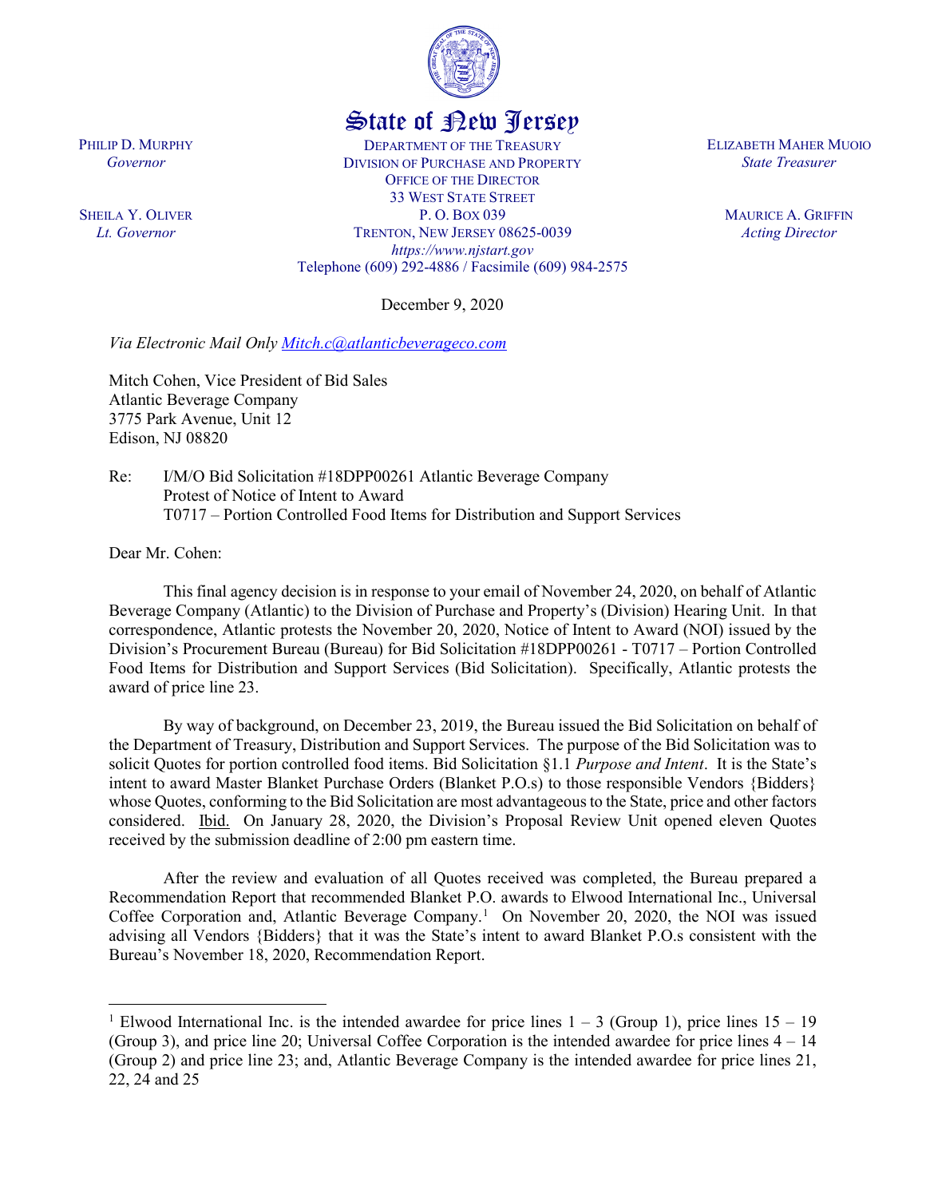State of New Jersey

PHILIP D. MURPHY
*Governor*

SHEILA Y. OLIVER
*Lt. Governor*

DEPARTMENT OF THE TREASURY
DIVISION OF PURCHASE AND PROPERTY
OFFICE OF THE DIRECTOR
33 WEST STATE STREET
P. O. BOX 039
TRENTON, NEW JERSEY 08625-0039
*https://www.njstart.gov*
Telephone (609) 292-4886 / Facsimile (609) 984-2575

ELIZABETH MAHER MUOIO
*State Treasurer*

MAURICE A. GRIFFIN
*Acting Director*

December 9, 2020

*Via Electronic Mail Only* Mitch.c@atlanticbeverageco.com

Mitch Cohen, Vice President of Bid Sales
Atlantic Beverage Company
3775 Park Avenue, Unit 12
Edison, NJ 08820

Re: I/M/O Bid Solicitation #18DPP00261 Atlantic Beverage Company
Protest of Notice of Intent to Award
T0717 – Portion Controlled Food Items for Distribution and Support Services

Dear Mr. Cohen:

This final agency decision is in response to your email of November 24, 2020, on behalf of Atlantic Beverage Company (Atlantic) to the Division of Purchase and Property's (Division) Hearing Unit. In that correspondence, Atlantic protests the November 20, 2020, Notice of Intent to Award (NOI) issued by the Division's Procurement Bureau (Bureau) for Bid Solicitation #18DPP00261 - T0717 – Portion Controlled Food Items for Distribution and Support Services (Bid Solicitation). Specifically, Atlantic protests the award of price line 23.

By way of background, on December 23, 2019, the Bureau issued the Bid Solicitation on behalf of the Department of Treasury, Distribution and Support Services. The purpose of the Bid Solicitation was to solicit Quotes for portion controlled food items. Bid Solicitation §1.1 *Purpose and Intent*. It is the State's intent to award Master Blanket Purchase Orders (Blanket P.O.s) to those responsible Vendors {Bidders} whose Quotes, conforming to the Bid Solicitation are most advantageous to the State, price and other factors considered. Ibid. On January 28, 2020, the Division's Proposal Review Unit opened eleven Quotes received by the submission deadline of 2:00 pm eastern time.

After the review and evaluation of all Quotes received was completed, the Bureau prepared a Recommendation Report that recommended Blanket P.O. awards to Elwood International Inc., Universal Coffee Corporation and, Atlantic Beverage Company.[1] On November 20, 2020, the NOI was issued advising all Vendors {Bidders} that it was the State's intent to award Blanket P.O.s consistent with the Bureau's November 18, 2020, Recommendation Report.

[1] Elwood International Inc. is the intended awardee for price lines 1 – 3 (Group 1), price lines 15 – 19 (Group 3), and price line 20; Universal Coffee Corporation is the intended awardee for price lines 4 – 14 (Group 2) and price line 23; and, Atlantic Beverage Company is the intended awardee for price lines 21, 22, 24 and 25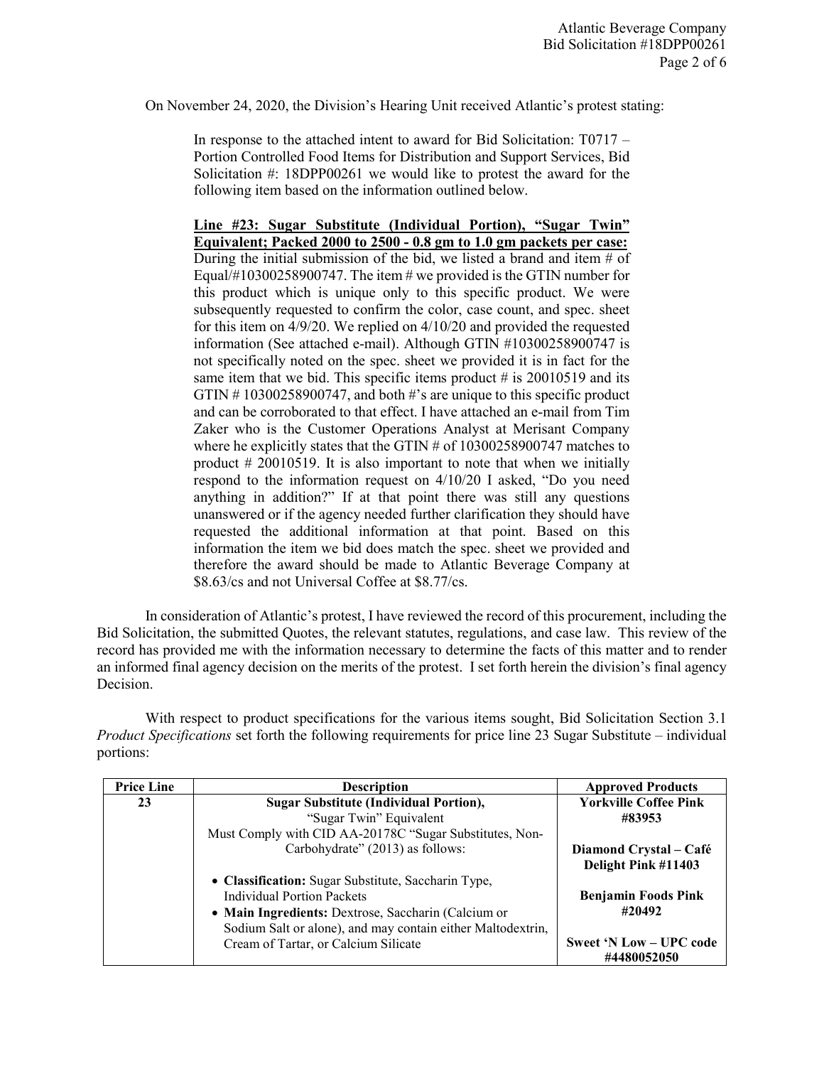On November 24, 2020, the Division's Hearing Unit received Atlantic's protest stating:

> In response to the attached intent to award for Bid Solicitation: T0717 – Portion Controlled Food Items for Distribution and Support Services, Bid Solicitation #: 18DPP00261 we would like to protest the award for the following item based on the information outlined below.
>
> **Line #23: Sugar Substitute (Individual Portion), "Sugar Twin" Equivalent; Packed 2000 to 2500 - 0.8 gm to 1.0 gm packets per case:** During the initial submission of the bid, we listed a brand and item # of Equal/#10300258900747. The item # we provided is the GTIN number for this product which is unique only to this specific product. We were subsequently requested to confirm the color, case count, and spec. sheet for this item on 4/9/20. We replied on 4/10/20 and provided the requested information (See attached e-mail). Although GTIN #10300258900747 is not specifically noted on the spec. sheet we provided it is in fact for the same item that we bid. This specific items product # is 20010519 and its GTIN # 10300258900747, and both #'s are unique to this specific product and can be corroborated to that effect. I have attached an e-mail from Tim Zaker who is the Customer Operations Analyst at Merisant Company where he explicitly states that the GTIN # of 10300258900747 matches to product # 20010519. It is also important to note that when we initially respond to the information request on 4/10/20 I asked, "Do you need anything in addition?" If at that point there was still any questions unanswered or if the agency needed further clarification they should have requested the additional information at that point. Based on this information the item we bid does match the spec. sheet we provided and therefore the award should be made to Atlantic Beverage Company at $8.63/cs and not Universal Coffee at $8.77/cs.

In consideration of Atlantic's protest, I have reviewed the record of this procurement, including the Bid Solicitation, the submitted Quotes, the relevant statutes, regulations, and case law. This review of the record has provided me with the information necessary to determine the facts of this matter and to render an informed final agency decision on the merits of the protest. I set forth herein the division's final agency Decision.

With respect to product specifications for the various items sought, Bid Solicitation Section 3.1 *Product Specifications* set forth the following requirements for price line 23 Sugar Substitute – individual portions:

| Price Line | Description | Approved Products |
|---|---|---|
| **23** | **Sugar Substitute (Individual Portion),** "Sugar Twin" Equivalent Must Comply with CID AA-20178C "Sugar Substitutes, Non-Carbohydrate" (2013) as follows: <br>• **Classification:** Sugar Substitute, Saccharin Type, Individual Portion Packets <br>• **Main Ingredients:** Dextrose, Saccharin (Calcium or Sodium Salt or alone), and may contain either Maltodextrin, Cream of Tartar, or Calcium Silicate | **Yorkville Coffee Pink #83953** <br><br> **Diamond Crystal – Café Delight Pink #11403** <br><br> **Benjamin Foods Pink #20492** <br><br> **Sweet 'N Low – UPC code #4480052050** |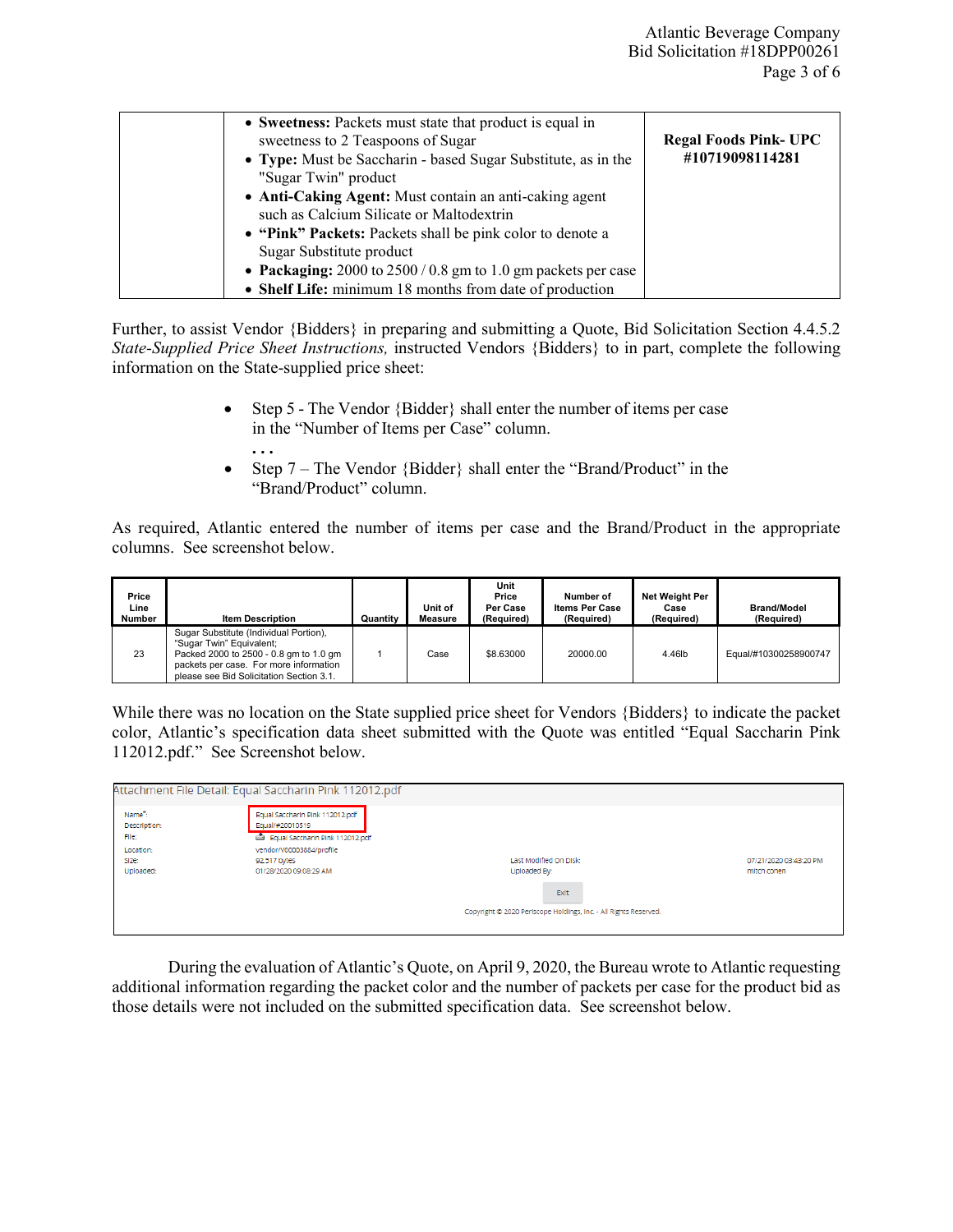| | • **Sweetness:** Packets must state that product is equal in sweetness to 2 Teaspoons of Sugar<br>• **Type:** Must be Saccharin - based Sugar Substitute, as in the "Sugar Twin" product<br>• **Anti-Caking Agent:** Must contain an anti-caking agent such as Calcium Silicate or Maltodextrin<br>• **"Pink" Packets:** Packets shall be pink color to denote a Sugar Substitute product<br>• **Packaging:** 2000 to 2500 / 0.8 gm to 1.0 gm packets per case<br>• **Shelf Life:** minimum 18 months from date of production | **Regal Foods Pink- UPC #10719098114281** |
|---|---|---|

Further, to assist Vendor {Bidders} in preparing and submitting a Quote, Bid Solicitation Section 4.4.5.2 *State-Supplied Price Sheet Instructions,* instructed Vendors {Bidders} to in part, complete the following information on the State-supplied price sheet:

- Step 5 - The Vendor {Bidder} shall enter the number of items per case in the "Number of Items per Case" column.

  . . .

- Step 7 – The Vendor {Bidder} shall enter the "Brand/Product" in the "Brand/Product" column.

As required, Atlantic entered the number of items per case and the Brand/Product in the appropriate columns. See screenshot below.

| Price Line Number | Item Description | Quantity | Unit of Measure | Unit Price Per Case (Required) | Number of Items Per Case (Required) | Net Weight Per Case (Required) | Brand/Model (Required) |
|---|---|---|---|---|---|---|---|
| 23 | Sugar Substitute (Individual Portion), "Sugar Twin" Equivalent; Packed 2000 to 2500 - 0.8 gm to 1.0 gm packets per case. For more information please see Bid Solicitation Section 3.1. | 1 | Case | $8.63000 | 20000.00 | 4.46lb | Equal/#10300258900747 |

While there was no location on the State supplied price sheet for Vendors {Bidders} to indicate the packet color, Atlantic's specification data sheet submitted with the Quote was entitled "Equal Saccharin Pink 112012.pdf." See Screenshot below.

Attachment File Detail: Equal Saccharin Pink 112012.pdf

| | | | |
|---|---|---|---|
| Name*: | Equal Saccharin Pink 112012.pdf | | |
| Description: | Equal/#20010519 | | |
| File: | Equal Saccharin Pink 112012.pdf | | |
| Location: | vendor/V00003864/profile | | |
| Size: | 92,517 bytes | Last Modified On Disk: | 07/21/2020 09:43:20 PM |
| Uploaded: | 01/28/2020 09:08:29 AM | Uploaded By: | mitch cohen |

Exit

Copyright © 2020 Periscope Holdings, Inc. - All Rights Reserved.

During the evaluation of Atlantic's Quote, on April 9, 2020, the Bureau wrote to Atlantic requesting additional information regarding the packet color and the number of packets per case for the product bid as those details were not included on the submitted specification data. See screenshot below.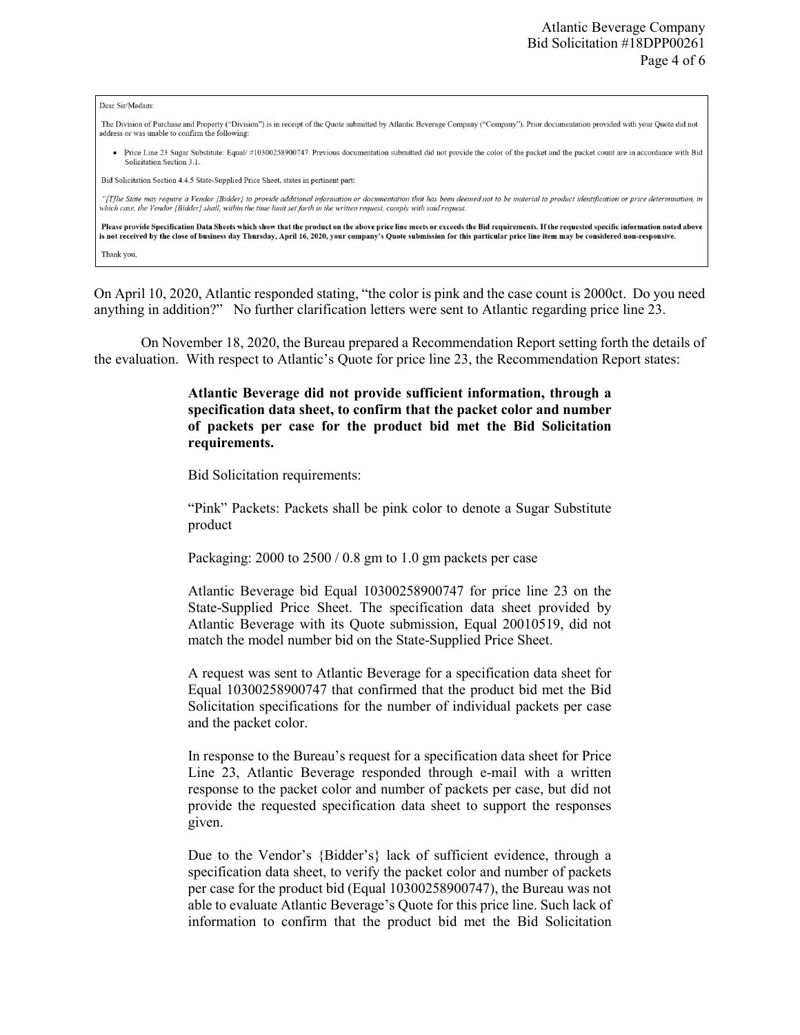Dear Sir/Madam:

The Division of Purchase and Property ("Division") is in receipt of the Quote submitted by Atlantic Beverage Company ("Company"). Prior documentation provided with your Quote did not address or was unable to confirm the following:

- Price Line 23 Sugar Substitute: Equal/ #10300258900747. Previous documentation submitted did not provide the color of the packet and the packet count are in accordance with Bid Solicitation Section 3.1.

Bid Solicitation Section 4.4.5 State-Supplied Price Sheet, states in pertinent part:

*"[T]he State may require a Vendor {Bidder} to provide additional information or documentation that has been deemed not to be material to product identification or price determination, in which case, the Vendor {Bidder} shall, within the time limit set forth in the written request, comply with said request.*

**Please provide Specification Data Sheets which show that the product on the above price line meets or exceeds the Bid requirements. If the requested specific information noted above is not received by the close of business day Thursday, April 16, 2020, your company's Quote submission for this particular price line item may be considered non-responsive.**

Thank you,

On April 10, 2020, Atlantic responded stating, "the color is pink and the case count is 2000ct. Do you need anything in addition?" No further clarification letters were sent to Atlantic regarding price line 23.

On November 18, 2020, the Bureau prepared a Recommendation Report setting forth the details of the evaluation. With respect to Atlantic's Quote for price line 23, the Recommendation Report states:

> **Atlantic Beverage did not provide sufficient information, through a specification data sheet, to confirm that the packet color and number of packets per case for the product bid met the Bid Solicitation requirements.**
>
> Bid Solicitation requirements:
>
> "Pink" Packets: Packets shall be pink color to denote a Sugar Substitute product
>
> Packaging: 2000 to 2500 / 0.8 gm to 1.0 gm packets per case
>
> Atlantic Beverage bid Equal 10300258900747 for price line 23 on the State-Supplied Price Sheet. The specification data sheet provided by Atlantic Beverage with its Quote submission, Equal 20010519, did not match the model number bid on the State-Supplied Price Sheet.
>
> A request was sent to Atlantic Beverage for a specification data sheet for Equal 10300258900747 that confirmed that the product bid met the Bid Solicitation specifications for the number of individual packets per case and the packet color.
>
> In response to the Bureau's request for a specification data sheet for Price Line 23, Atlantic Beverage responded through e-mail with a written response to the packet color and number of packets per case, but did not provide the requested specification data sheet to support the responses given.
>
> Due to the Vendor's {Bidder's} lack of sufficient evidence, through a specification data sheet, to verify the packet color and number of packets per case for the product bid (Equal 10300258900747), the Bureau was not able to evaluate Atlantic Beverage's Quote for this price line. Such lack of information to confirm that the product bid met the Bid Solicitation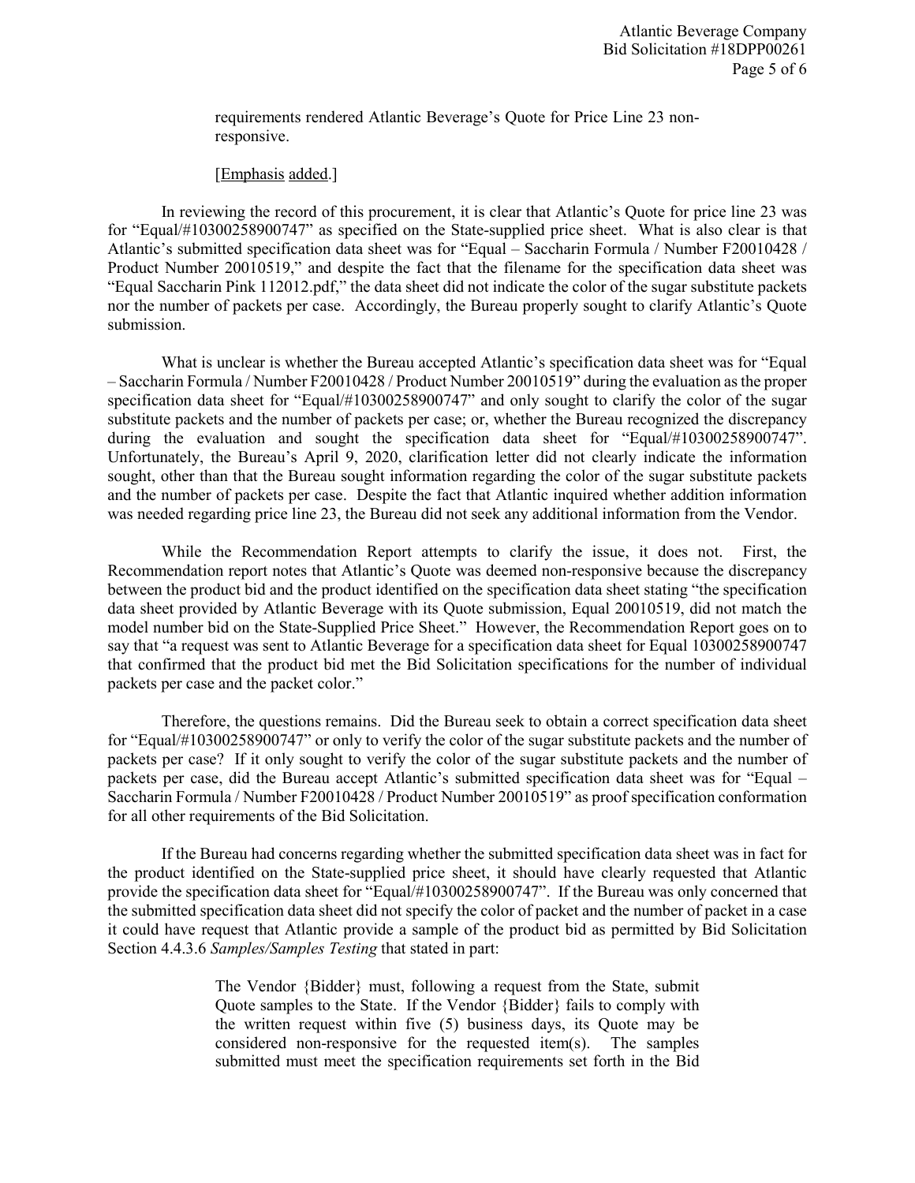> requirements rendered Atlantic Beverage's Quote for Price Line 23 non-responsive.
>
> [Emphasis added.]

In reviewing the record of this procurement, it is clear that Atlantic's Quote for price line 23 was for "Equal/#10300258900747" as specified on the State-supplied price sheet. What is also clear is that Atlantic's submitted specification data sheet was for "Equal – Saccharin Formula / Number F20010428 / Product Number 20010519," and despite the fact that the filename for the specification data sheet was "Equal Saccharin Pink 112012.pdf," the data sheet did not indicate the color of the sugar substitute packets nor the number of packets per case. Accordingly, the Bureau properly sought to clarify Atlantic's Quote submission.

What is unclear is whether the Bureau accepted Atlantic's specification data sheet was for "Equal – Saccharin Formula / Number F20010428 / Product Number 20010519" during the evaluation as the proper specification data sheet for "Equal/#10300258900747" and only sought to clarify the color of the sugar substitute packets and the number of packets per case; or, whether the Bureau recognized the discrepancy during the evaluation and sought the specification data sheet for "Equal/#10300258900747". Unfortunately, the Bureau's April 9, 2020, clarification letter did not clearly indicate the information sought, other than that the Bureau sought information regarding the color of the sugar substitute packets and the number of packets per case. Despite the fact that Atlantic inquired whether addition information was needed regarding price line 23, the Bureau did not seek any additional information from the Vendor.

While the Recommendation Report attempts to clarify the issue, it does not. First, the Recommendation report notes that Atlantic's Quote was deemed non-responsive because the discrepancy between the product bid and the product identified on the specification data sheet stating "the specification data sheet provided by Atlantic Beverage with its Quote submission, Equal 20010519, did not match the model number bid on the State-Supplied Price Sheet." However, the Recommendation Report goes on to say that "a request was sent to Atlantic Beverage for a specification data sheet for Equal 10300258900747 that confirmed that the product bid met the Bid Solicitation specifications for the number of individual packets per case and the packet color."

Therefore, the questions remains. Did the Bureau seek to obtain a correct specification data sheet for "Equal/#10300258900747" or only to verify the color of the sugar substitute packets and the number of packets per case? If it only sought to verify the color of the sugar substitute packets and the number of packets per case, did the Bureau accept Atlantic's submitted specification data sheet was for "Equal – Saccharin Formula / Number F20010428 / Product Number 20010519" as proof specification conformation for all other requirements of the Bid Solicitation.

If the Bureau had concerns regarding whether the submitted specification data sheet was in fact for the product identified on the State-supplied price sheet, it should have clearly requested that Atlantic provide the specification data sheet for "Equal/#10300258900747". If the Bureau was only concerned that the submitted specification data sheet did not specify the color of packet and the number of packet in a case it could have request that Atlantic provide a sample of the product bid as permitted by Bid Solicitation Section 4.4.3.6 *Samples/Samples Testing* that stated in part:

> The Vendor {Bidder} must, following a request from the State, submit Quote samples to the State. If the Vendor {Bidder} fails to comply with the written request within five (5) business days, its Quote may be considered non-responsive for the requested item(s). The samples submitted must meet the specification requirements set forth in the Bid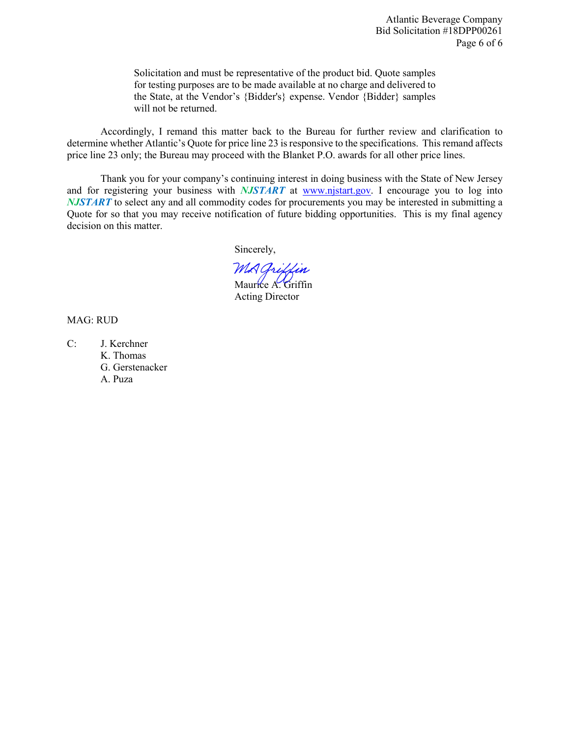> Solicitation and must be representative of the product bid. Quote samples for testing purposes are to be made available at no charge and delivered to the State, at the Vendor's {Bidder's} expense. Vendor {Bidder} samples will not be returned.

Accordingly, I remand this matter back to the Bureau for further review and clarification to determine whether Atlantic's Quote for price line 23 is responsive to the specifications. This remand affects price line 23 only; the Bureau may proceed with the Blanket P.O. awards for all other price lines.

Thank you for your company's continuing interest in doing business with the State of New Jersey and for registering your business with ***NJSTART*** at www.njstart.gov. I encourage you to log into ***NJSTART*** to select any and all commodity codes for procurements you may be interested in submitting a Quote for so that you may receive notification of future bidding opportunities. This is my final agency decision on this matter.

Sincerely,

MA Griffin

Maurice A. Griffin
Acting Director

MAG: RUD

C: J. Kerchner
K. Thomas
G. Gerstenacker
A. Puza